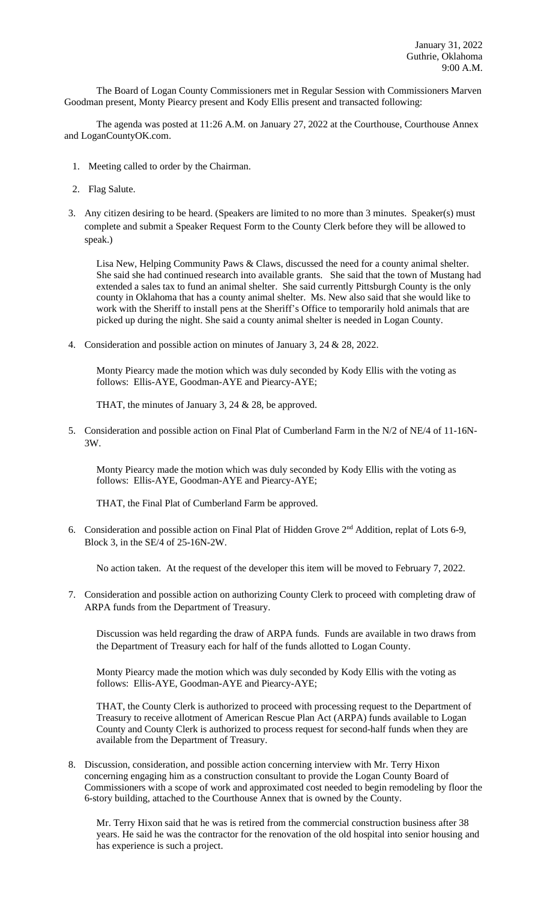January 31, 2022
Guthrie, Oklahoma
9:00 A.M.

The Board of Logan County Commissioners met in Regular Session with Commissioners Marven Goodman present, Monty Piearcy present and Kody Ellis present and transacted following:

The agenda was posted at 11:26 A.M. on January 27, 2022 at the Courthouse, Courthouse Annex and LoganCountyOK.com.

1. Meeting called to order by the Chairman.

2. Flag Salute.

3. Any citizen desiring to be heard. (Speakers are limited to no more than 3 minutes. Speaker(s) must complete and submit a Speaker Request Form to the County Clerk before they will be allowed to speak.)

   Lisa New, Helping Community Paws & Claws, discussed the need for a county animal shelter. She said she had continued research into available grants. She said that the town of Mustang had extended a sales tax to fund an animal shelter. She said currently Pittsburgh County is the only county in Oklahoma that has a county animal shelter. Ms. New also said that she would like to work with the Sheriff to install pens at the Sheriff's Office to temporarily hold animals that are picked up during the night. She said a county animal shelter is needed in Logan County.

4. Consideration and possible action on minutes of January 3, 24 & 28, 2022.

   Monty Piearcy made the motion which was duly seconded by Kody Ellis with the voting as follows: Ellis-AYE, Goodman-AYE and Piearcy-AYE;

   THAT, the minutes of January 3, 24 & 28, be approved.

5. Consideration and possible action on Final Plat of Cumberland Farm in the N/2 of NE/4 of 11-16N-3W.

   Monty Piearcy made the motion which was duly seconded by Kody Ellis with the voting as follows: Ellis-AYE, Goodman-AYE and Piearcy-AYE;

   THAT, the Final Plat of Cumberland Farm be approved.

6. Consideration and possible action on Final Plat of Hidden Grove 2nd Addition, replat of Lots 6-9, Block 3, in the SE/4 of 25-16N-2W.

   No action taken. At the request of the developer this item will be moved to February 7, 2022.

7. Consideration and possible action on authorizing County Clerk to proceed with completing draw of ARPA funds from the Department of Treasury.

   Discussion was held regarding the draw of ARPA funds. Funds are available in two draws from the Department of Treasury each for half of the funds allotted to Logan County.

   Monty Piearcy made the motion which was duly seconded by Kody Ellis with the voting as follows: Ellis-AYE, Goodman-AYE and Piearcy-AYE;

   THAT, the County Clerk is authorized to proceed with processing request to the Department of Treasury to receive allotment of American Rescue Plan Act (ARPA) funds available to Logan County and County Clerk is authorized to process request for second-half funds when they are available from the Department of Treasury.

8. Discussion, consideration, and possible action concerning interview with Mr. Terry Hixon concerning engaging him as a construction consultant to provide the Logan County Board of Commissioners with a scope of work and approximated cost needed to begin remodeling by floor the 6-story building, attached to the Courthouse Annex that is owned by the County.

   Mr. Terry Hixon said that he was is retired from the commercial construction business after 38 years. He said he was the contractor for the renovation of the old hospital into senior housing and has experience is such a project.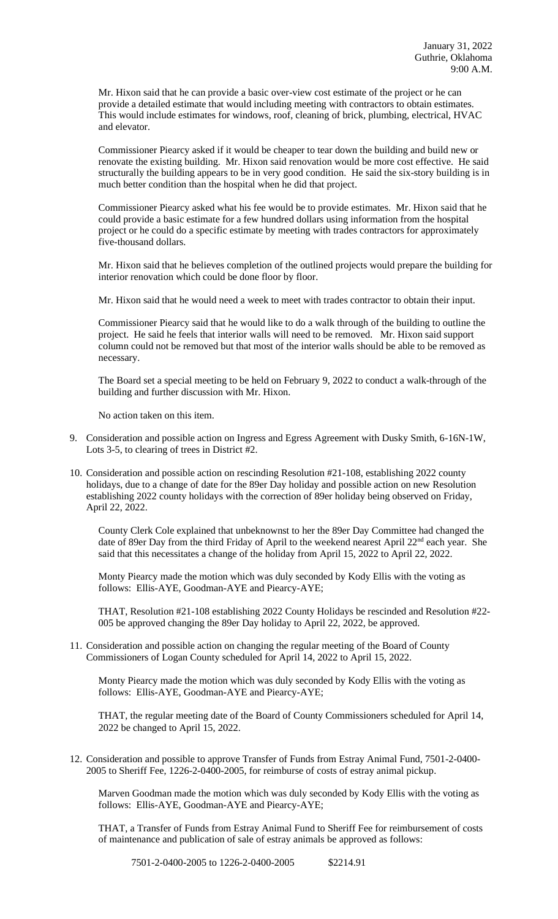Mr. Hixon said that he can provide a basic over-view cost estimate of the project or he can provide a detailed estimate that would including meeting with contractors to obtain estimates. This would include estimates for windows, roof, cleaning of brick, plumbing, electrical, HVAC and elevator.

Commissioner Piearcy asked if it would be cheaper to tear down the building and build new or renovate the existing building. Mr. Hixon said renovation would be more cost effective. He said structurally the building appears to be in very good condition. He said the six-story building is in much better condition than the hospital when he did that project.

Commissioner Piearcy asked what his fee would be to provide estimates. Mr. Hixon said that he could provide a basic estimate for a few hundred dollars using information from the hospital project or he could do a specific estimate by meeting with trades contractors for approximately five-thousand dollars.

Mr. Hixon said that he believes completion of the outlined projects would prepare the building for interior renovation which could be done floor by floor.

Mr. Hixon said that he would need a week to meet with trades contractor to obtain their input.

Commissioner Piearcy said that he would like to do a walk through of the building to outline the project. He said he feels that interior walls will need to be removed. Mr. Hixon said support column could not be removed but that most of the interior walls should be able to be removed as necessary.

The Board set a special meeting to be held on February 9, 2022 to conduct a walk-through of the building and further discussion with Mr. Hixon.

No action taken on this item.

9. Consideration and possible action on Ingress and Egress Agreement with Dusky Smith, 6-16N-1W, Lots 3-5, to clearing of trees in District #2.

10. Consideration and possible action on rescinding Resolution #21-108, establishing 2022 county holidays, due to a change of date for the 89er Day holiday and possible action on new Resolution establishing 2022 county holidays with the correction of 89er holiday being observed on Friday, April 22, 2022.

    County Clerk Cole explained that unbeknownst to her the 89er Day Committee had changed the date of 89er Day from the third Friday of April to the weekend nearest April 22nd each year. She said that this necessitates a change of the holiday from April 15, 2022 to April 22, 2022.

    Monty Piearcy made the motion which was duly seconded by Kody Ellis with the voting as follows: Ellis-AYE, Goodman-AYE and Piearcy-AYE;

    THAT, Resolution #21-108 establishing 2022 County Holidays be rescinded and Resolution #22-005 be approved changing the 89er Day holiday to April 22, 2022, be approved.

11. Consideration and possible action on changing the regular meeting of the Board of County Commissioners of Logan County scheduled for April 14, 2022 to April 15, 2022.

    Monty Piearcy made the motion which was duly seconded by Kody Ellis with the voting as follows: Ellis-AYE, Goodman-AYE and Piearcy-AYE;

    THAT, the regular meeting date of the Board of County Commissioners scheduled for April 14, 2022 be changed to April 15, 2022.

12. Consideration and possible to approve Transfer of Funds from Estray Animal Fund, 7501-2-0400-2005 to Sheriff Fee, 1226-2-0400-2005, for reimburse of costs of estray animal pickup.

    Marven Goodman made the motion which was duly seconded by Kody Ellis with the voting as follows: Ellis-AYE, Goodman-AYE and Piearcy-AYE;

    THAT, a Transfer of Funds from Estray Animal Fund to Sheriff Fee for reimbursement of costs of maintenance and publication of sale of estray animals be approved as follows:

    7501-2-0400-2005 to 1226-2-0400-2005 $2214.91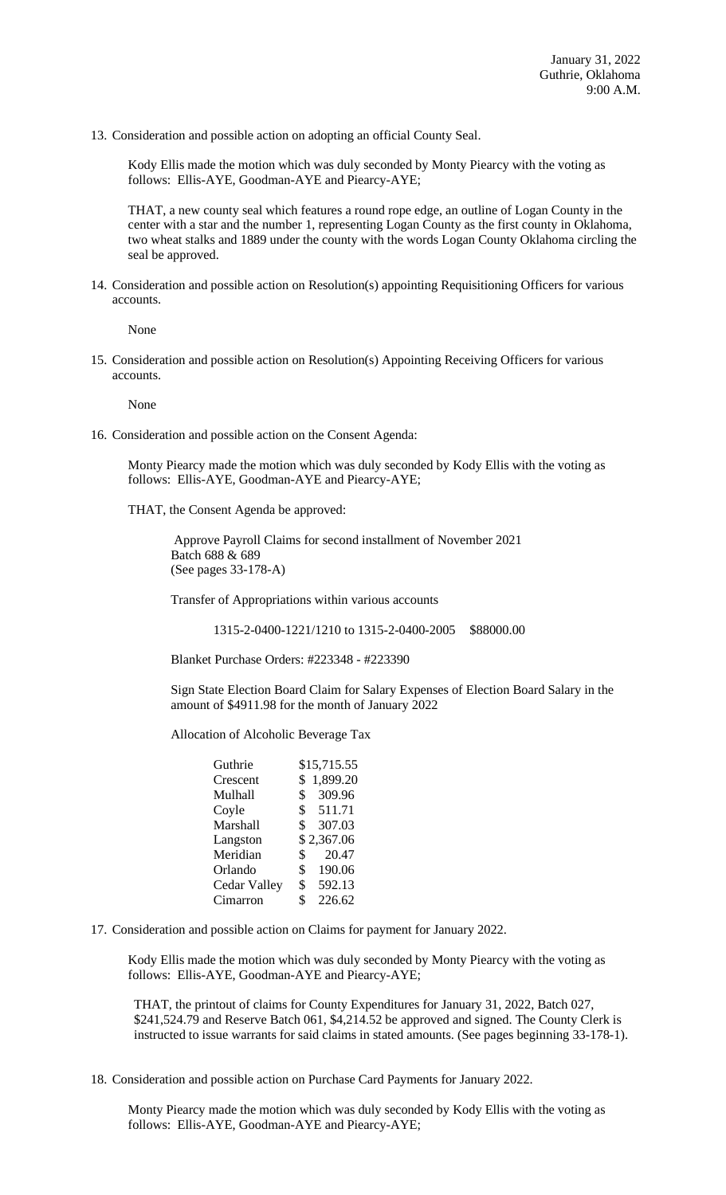January 31, 2022
Guthrie, Oklahoma
9:00 A.M.

13. Consideration and possible action on adopting an official County Seal.

    Kody Ellis made the motion which was duly seconded by Monty Piearcy with the voting as follows: Ellis-AYE, Goodman-AYE and Piearcy-AYE;

    THAT, a new county seal which features a round rope edge, an outline of Logan County in the center with a star and the number 1, representing Logan County as the first county in Oklahoma, two wheat stalks and 1889 under the county with the words Logan County Oklahoma circling the seal be approved.

14. Consideration and possible action on Resolution(s) appointing Requisitioning Officers for various accounts.

    None

15. Consideration and possible action on Resolution(s) Appointing Receiving Officers for various accounts.

    None

16. Consideration and possible action on the Consent Agenda:

    Monty Piearcy made the motion which was duly seconded by Kody Ellis with the voting as follows: Ellis-AYE, Goodman-AYE and Piearcy-AYE;

    THAT, the Consent Agenda be approved:

    Approve Payroll Claims for second installment of November 2021
    Batch 688 & 689
    (See pages 33-178-A)

    Transfer of Appropriations within various accounts

    1315-2-0400-1221/1210 to 1315-2-0400-2005 $88000.00

    Blanket Purchase Orders: #223348 - #223390

    Sign State Election Board Claim for Salary Expenses of Election Board Salary in the amount of $4911.98 for the month of January 2022

    Allocation of Alcoholic Beverage Tax

    | | |
    |---|---|
    | Guthrie | $15,715.55 |
    | Crescent | $ 1,899.20 |
    | Mulhall | $ 309.96 |
    | Coyle | $ 511.71 |
    | Marshall | $ 307.03 |
    | Langston | $ 2,367.06 |
    | Meridian | $ 20.47 |
    | Orlando | $ 190.06 |
    | Cedar Valley | $ 592.13 |
    | Cimarron | $ 226.62 |

17. Consideration and possible action on Claims for payment for January 2022.

    Kody Ellis made the motion which was duly seconded by Monty Piearcy with the voting as follows: Ellis-AYE, Goodman-AYE and Piearcy-AYE;

    THAT, the printout of claims for County Expenditures for January 31, 2022, Batch 027, $241,524.79 and Reserve Batch 061, $4,214.52 be approved and signed. The County Clerk is instructed to issue warrants for said claims in stated amounts. (See pages beginning 33-178-1).

18. Consideration and possible action on Purchase Card Payments for January 2022.

    Monty Piearcy made the motion which was duly seconded by Kody Ellis with the voting as follows: Ellis-AYE, Goodman-AYE and Piearcy-AYE;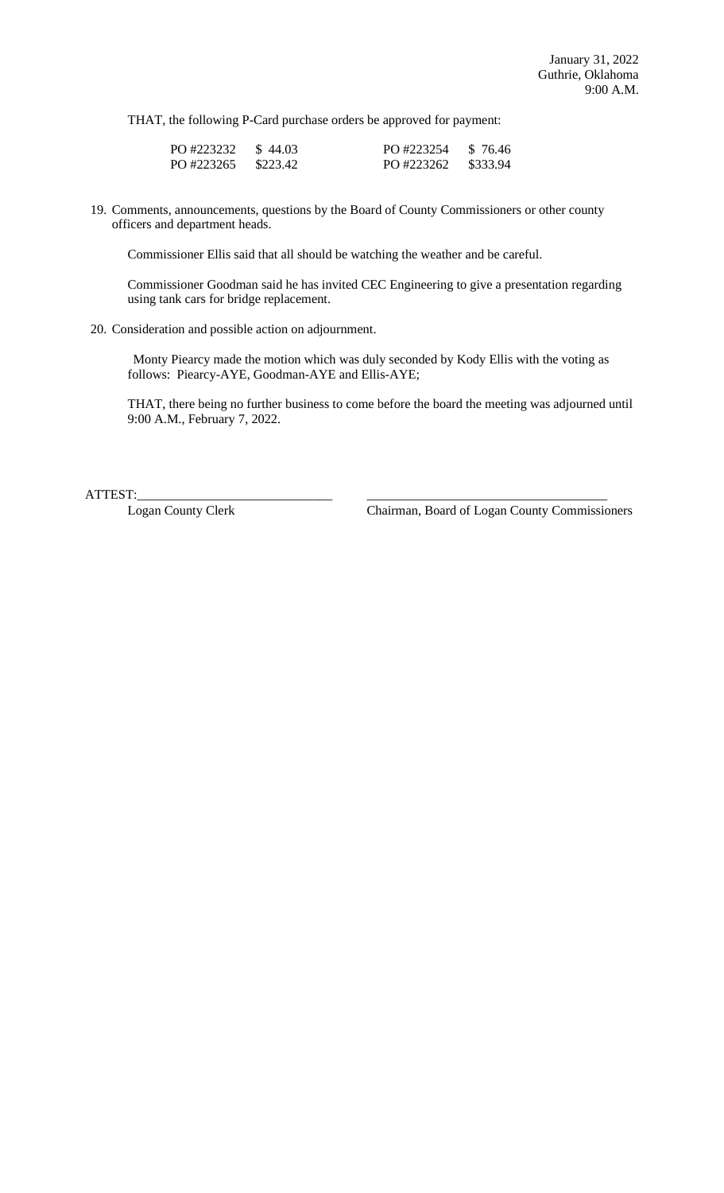January 31, 2022
Guthrie, Oklahoma
9:00 A.M.

THAT, the following P-Card purchase orders be approved for payment:

| | | | |
|---|---|---|---|
| PO #223232 | $ 44.03 | PO #223254 | $ 76.46 |
| PO #223265 | $223.42 | PO #223262 | $333.94 |

19. Comments, announcements, questions by the Board of County Commissioners or other county officers and department heads.

    Commissioner Ellis said that all should be watching the weather and be careful.

    Commissioner Goodman said he has invited CEC Engineering to give a presentation regarding using tank cars for bridge replacement.

20. Consideration and possible action on adjournment.

    Monty Piearcy made the motion which was duly seconded by Kody Ellis with the voting as follows: Piearcy-AYE, Goodman-AYE and Ellis-AYE;

    THAT, there being no further business to come before the board the meeting was adjourned until 9:00 A.M., February 7, 2022.

ATTEST:______________________________ ____________________________________

Logan County Clerk Chairman, Board of Logan County Commissioners